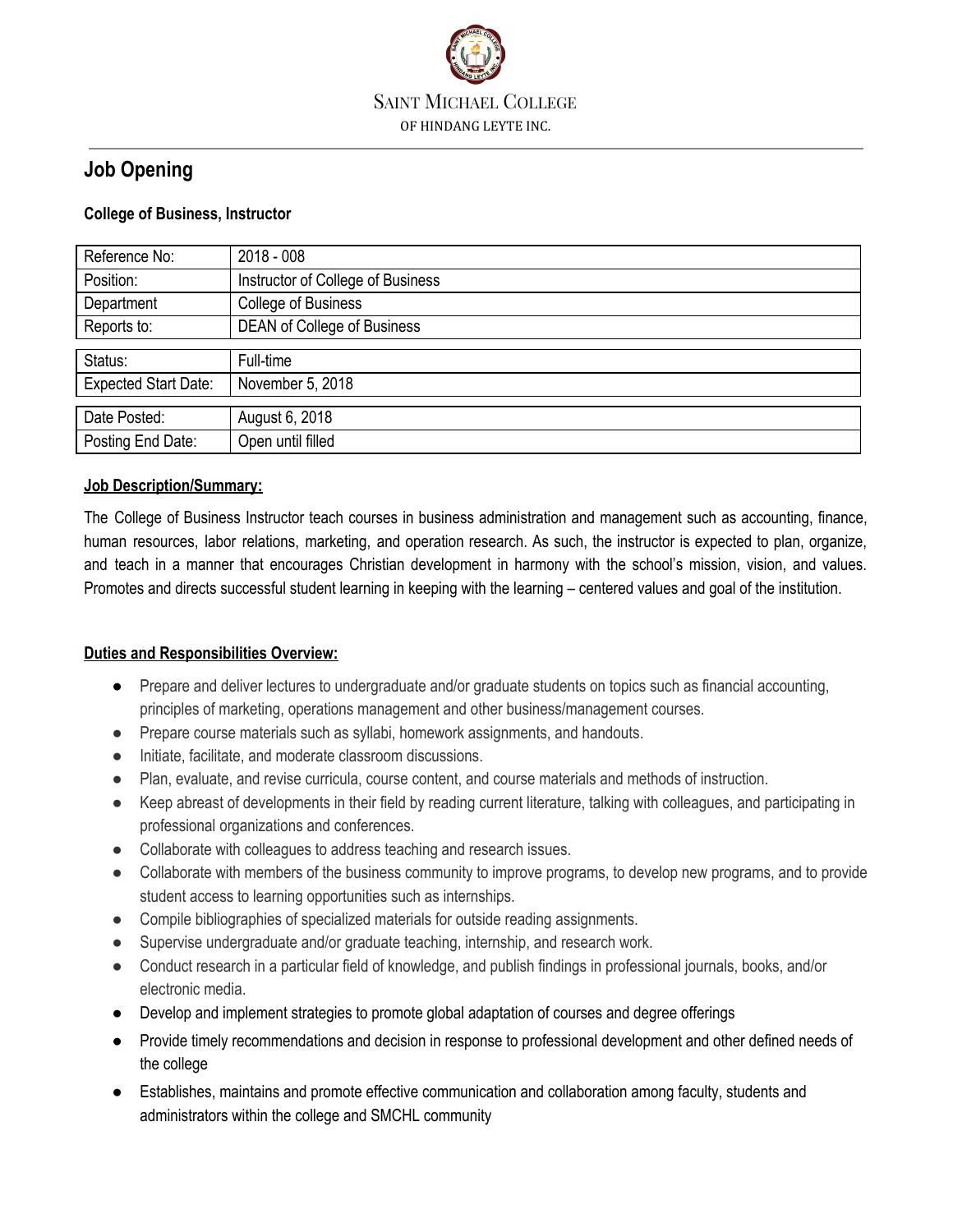SAINT MICHAEL COLLEGE
OF HINDANG LEYTE INC.

## Job Opening

**College of Business, Instructor**

| | |
|---|---|
| Reference No: | 2018 - 008 |
| Position: | Instructor of College of Business |
| Department | College of Business |
| Reports to: | DEAN of College of Business |
| Status: | Full-time |
| Expected Start Date: | November 5, 2018 |
| Date Posted: | August 6, 2018 |
| Posting End Date: | Open until filled |

**Job Description/Summary:**

The College of Business Instructor teach courses in business administration and management such as accounting, finance, human resources, labor relations, marketing, and operation research. As such, the instructor is expected to plan, organize, and teach in a manner that encourages Christian development in harmony with the school's mission, vision, and values. Promotes and directs successful student learning in keeping with the learning – centered values and goal of the institution.

**Duties and Responsibilities Overview:**

- Prepare and deliver lectures to undergraduate and/or graduate students on topics such as financial accounting, principles of marketing, operations management and other business/management courses.
- Prepare course materials such as syllabi, homework assignments, and handouts.
- Initiate, facilitate, and moderate classroom discussions.
- Plan, evaluate, and revise curricula, course content, and course materials and methods of instruction.
- Keep abreast of developments in their field by reading current literature, talking with colleagues, and participating in professional organizations and conferences.
- Collaborate with colleagues to address teaching and research issues.
- Collaborate with members of the business community to improve programs, to develop new programs, and to provide student access to learning opportunities such as internships.
- Compile bibliographies of specialized materials for outside reading assignments.
- Supervise undergraduate and/or graduate teaching, internship, and research work.
- Conduct research in a particular field of knowledge, and publish findings in professional journals, books, and/or electronic media.
- Develop and implement strategies to promote global adaptation of courses and degree offerings
- Provide timely recommendations and decision in response to professional development and other defined needs of the college
- Establishes, maintains and promote effective communication and collaboration among faculty, students and administrators within the college and SMCHL community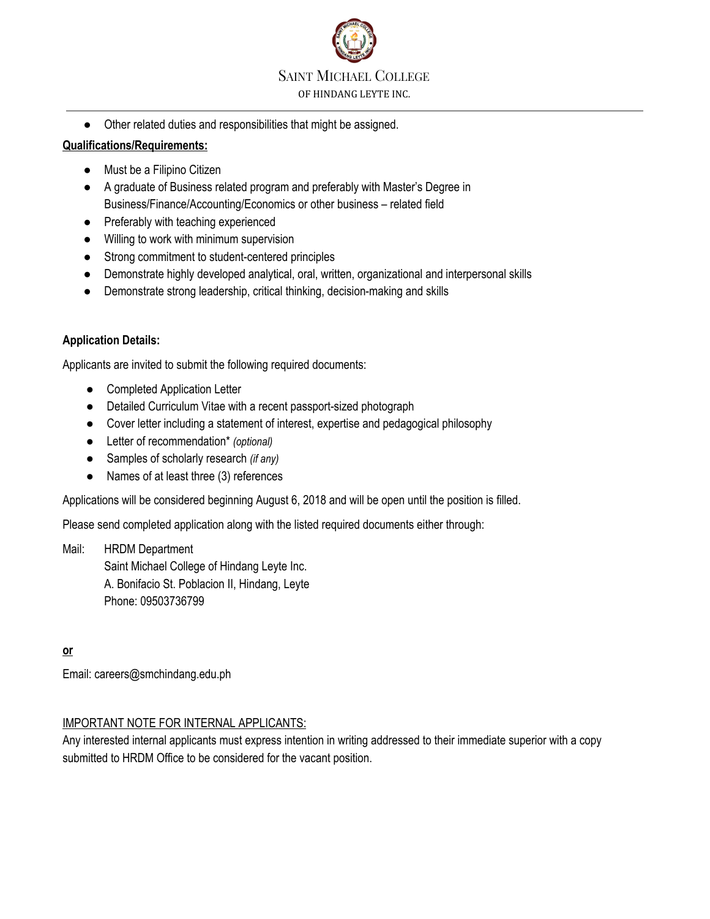- Other related duties and responsibilities that might be assigned.

**Qualifications/Requirements:**

- Must be a Filipino Citizen
- A graduate of Business related program and preferably with Master's Degree in Business/Finance/Accounting/Economics or other business – related field
- Preferably with teaching experienced
- Willing to work with minimum supervision
- Strong commitment to student-centered principles
- Demonstrate highly developed analytical, oral, written, organizational and interpersonal skills
- Demonstrate strong leadership, critical thinking, decision-making and skills

**Application Details:**

Applicants are invited to submit the following required documents:

- Completed Application Letter
- Detailed Curriculum Vitae with a recent passport-sized photograph
- Cover letter including a statement of interest, expertise and pedagogical philosophy
- Letter of recommendation* *(optional)*
- Samples of scholarly research *(if any)*
- Names of at least three (3) references

Applications will be considered beginning August 6, 2018 and will be open until the position is filled.

Please send completed application along with the listed required documents either through:

Mail: HRDM Department
Saint Michael College of Hindang Leyte Inc.
A. Bonifacio St. Poblacion II, Hindang, Leyte
Phone: 09503736799

**or**

Email: careers@smchindang.edu.ph

IMPORTANT NOTE FOR INTERNAL APPLICANTS:

Any interested internal applicants must express intention in writing addressed to their immediate superior with a copy submitted to HRDM Office to be considered for the vacant position.